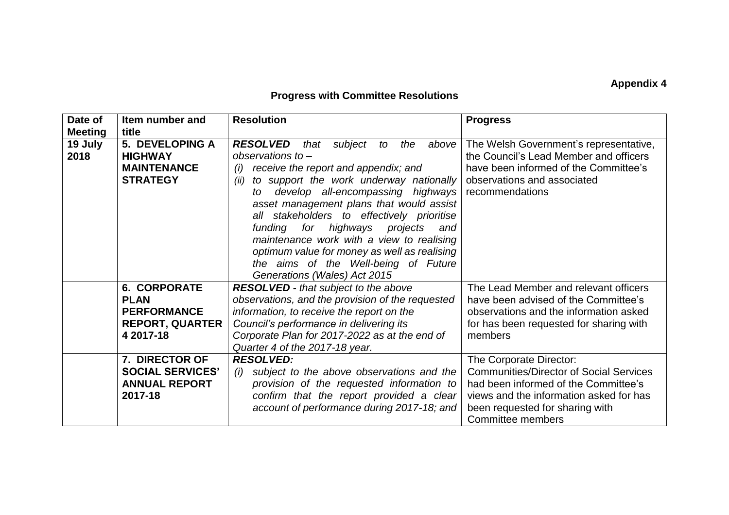**Appendix 4**

## Progress with Committee Resolutions

| Date of Meeting | Item number and title | Resolution | Progress |
|---|---|---|---|
| **19 July 2018** | **5. DEVELOPING A HIGHWAY MAINTENANCE STRATEGY** | ***RESOLVED*** *that subject to the above observations to –* <br> *(i) receive the report and appendix; and* <br> *(ii) to support the work underway nationally to develop all-encompassing highways asset management plans that would assist all stakeholders to effectively prioritise funding for highways projects and maintenance work with a view to realising optimum value for money as well as realising the aims of the Well-being of Future Generations (Wales) Act 2015* | The Welsh Government's representative, the Council's Lead Member and officers have been informed of the Committee's observations and associated recommendations |
| | **6. CORPORATE PLAN PERFORMANCE REPORT, QUARTER 4 2017-18** | ***RESOLVED*** *- that subject to the above observations, and the provision of the requested information, to receive the report on the Council's performance in delivering its Corporate Plan for 2017-2022 as at the end of Quarter 4 of the 2017-18 year.* | The Lead Member and relevant officers have been advised of the Committee's observations and the information asked for has been requested for sharing with members |
| | **7. DIRECTOR OF SOCIAL SERVICES' ANNUAL REPORT 2017-18** | ***RESOLVED:*** <br> *(i) subject to the above observations and the provision of the requested information to confirm that the report provided a clear account of performance during 2017-18; and* | The Corporate Director: Communities/Director of Social Services had been informed of the Committee's views and the information asked for has been requested for sharing with Committee members |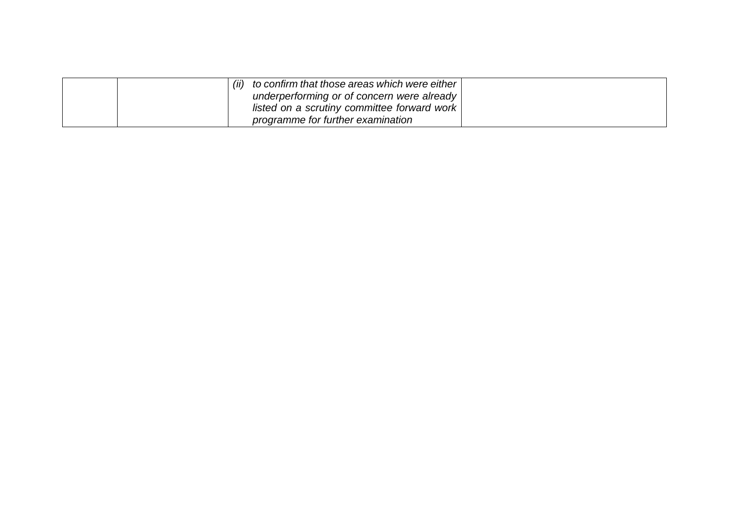| | | | |
|---|---|---|---|
| | | *(ii) to confirm that those areas which were either underperforming or of concern were already listed on a scrutiny committee forward work programme for further examination* | |